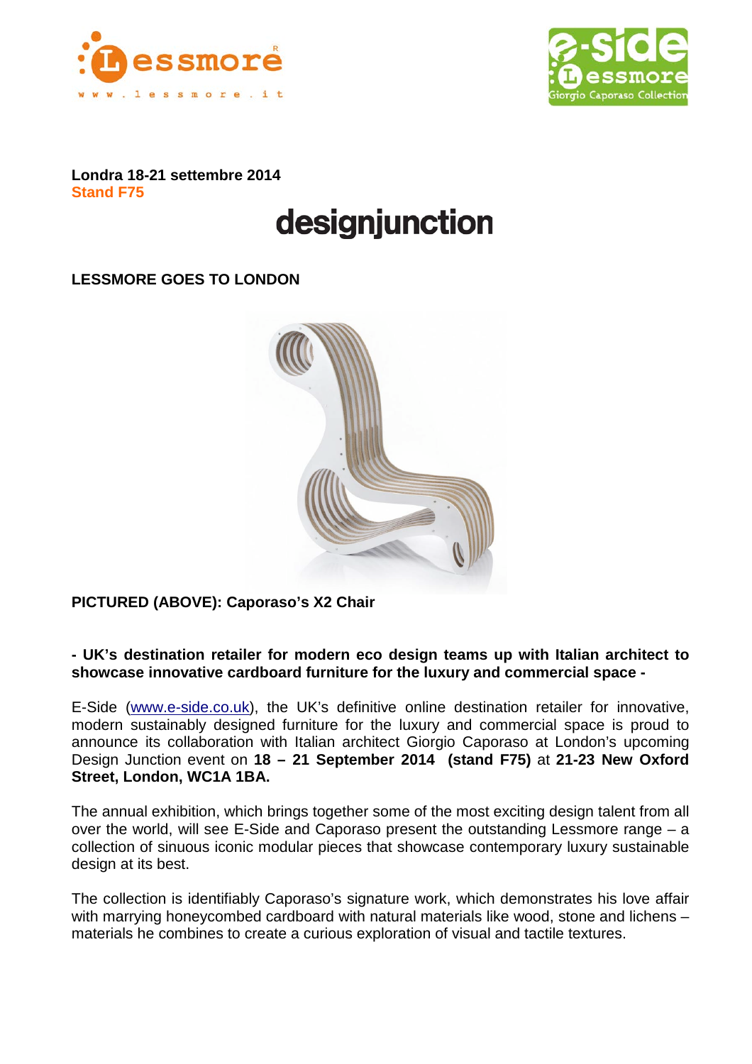**Londra 18-21 settembre 2014**
**Stand F75**

# designjunction

## LESSMORE GOES TO LONDON

**PICTURED (ABOVE): Caporaso's X2 Chair**

**- UK's destination retailer for modern eco design teams up with Italian architect to showcase innovative cardboard furniture for the luxury and commercial space -**

E-Side (www.e-side.co.uk), the UK's definitive online destination retailer for innovative, modern sustainably designed furniture for the luxury and commercial space is proud to announce its collaboration with Italian architect Giorgio Caporaso at London's upcoming Design Junction event on **18 – 21 September 2014 (stand F75)** at **21-23 New Oxford Street, London, WC1A 1BA.**

The annual exhibition, which brings together some of the most exciting design talent from all over the world, will see E-Side and Caporaso present the outstanding Lessmore range – a collection of sinuous iconic modular pieces that showcase contemporary luxury sustainable design at its best.

The collection is identifiably Caporaso's signature work, which demonstrates his love affair with marrying honeycombed cardboard with natural materials like wood, stone and lichens – materials he combines to create a curious exploration of visual and tactile textures.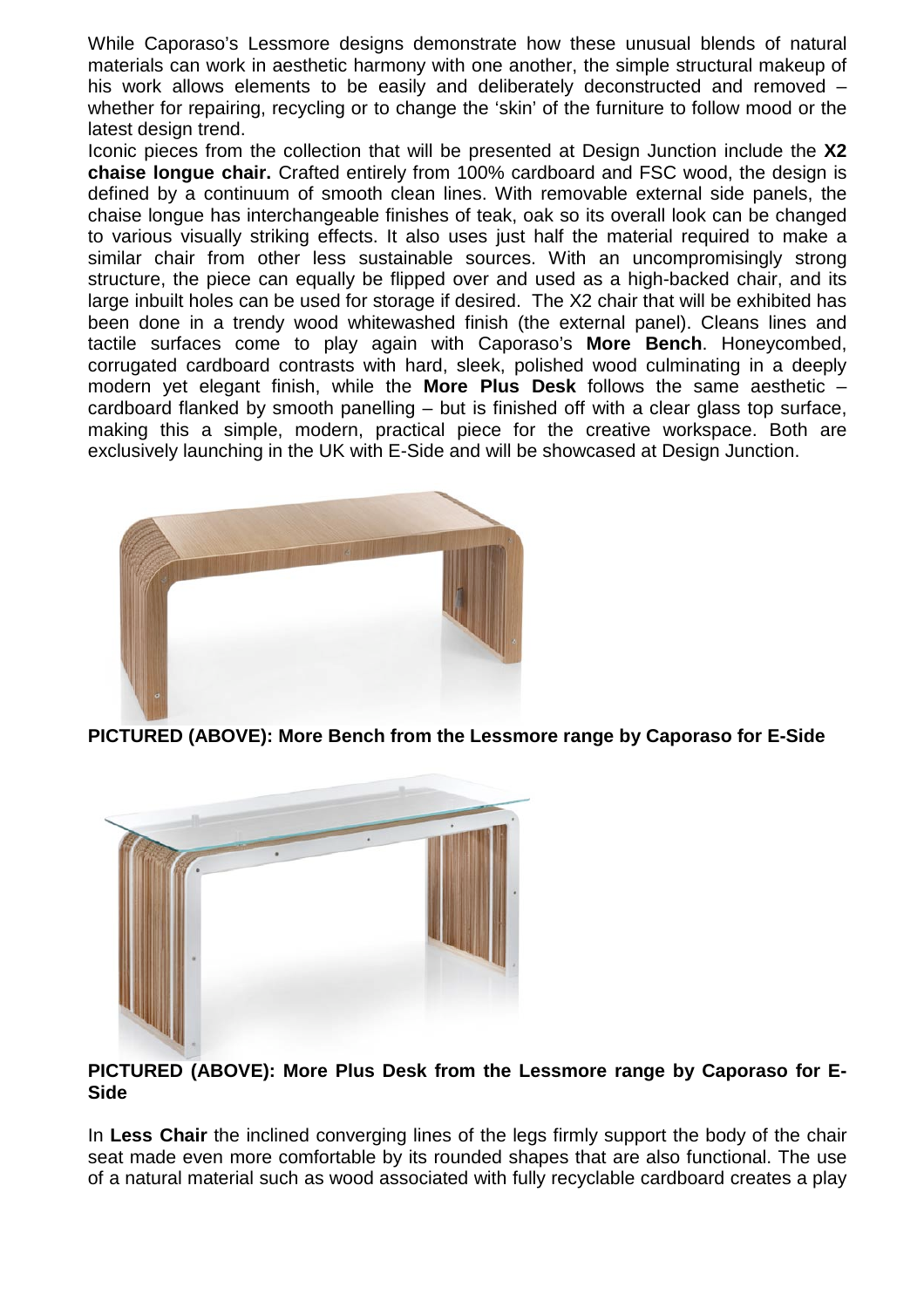While Caporaso's Lessmore designs demonstrate how these unusual blends of natural materials can work in aesthetic harmony with one another, the simple structural makeup of his work allows elements to be easily and deliberately deconstructed and removed – whether for repairing, recycling or to change the 'skin' of the furniture to follow mood or the latest design trend.

Iconic pieces from the collection that will be presented at Design Junction include the **X2 chaise longue chair.** Crafted entirely from 100% cardboard and FSC wood, the design is defined by a continuum of smooth clean lines. With removable external side panels, the chaise longue has interchangeable finishes of teak, oak so its overall look can be changed to various visually striking effects. It also uses just half the material required to make a similar chair from other less sustainable sources. With an uncompromisingly strong structure, the piece can equally be flipped over and used as a high-backed chair, and its large inbuilt holes can be used for storage if desired. The X2 chair that will be exhibited has been done in a trendy wood whitewashed finish (the external panel). Cleans lines and tactile surfaces come to play again with Caporaso's **More Bench**. Honeycombed, corrugated cardboard contrasts with hard, sleek, polished wood culminating in a deeply modern yet elegant finish, while the **More Plus Desk** follows the same aesthetic – cardboard flanked by smooth panelling – but is finished off with a clear glass top surface, making this a simple, modern, practical piece for the creative workspace. Both are exclusively launching in the UK with E-Side and will be showcased at Design Junction.

**PICTURED (ABOVE): More Bench from the Lessmore range by Caporaso for E-Side**

**PICTURED (ABOVE): More Plus Desk from the Lessmore range by Caporaso for E-Side**

In **Less Chair** the inclined converging lines of the legs firmly support the body of the chair seat made even more comfortable by its rounded shapes that are also functional. The use of a natural material such as wood associated with fully recyclable cardboard creates a play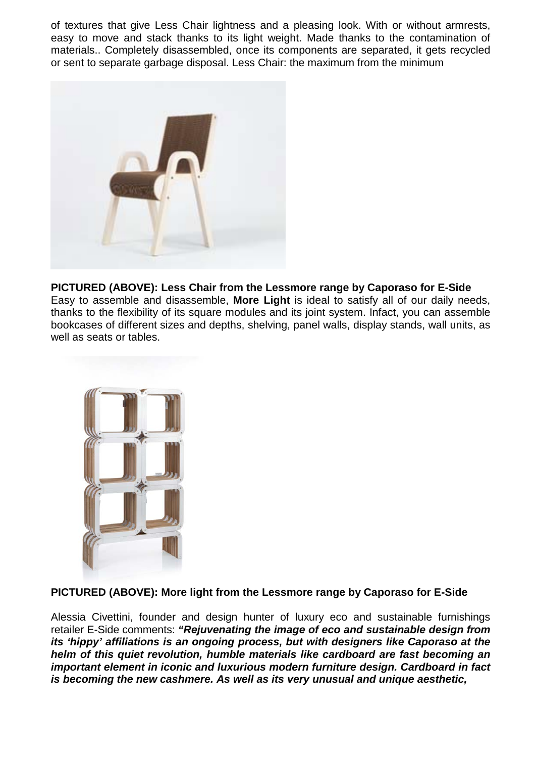of textures that give Less Chair lightness and a pleasing look. With or without armrests, easy to move and stack thanks to its light weight. Made thanks to the contamination of materials.. Completely disassembled, once its components are separated, it gets recycled or sent to separate garbage disposal. Less Chair: the maximum from the minimum

**PICTURED (ABOVE): Less Chair from the Lessmore range by Caporaso for E-Side**

Easy to assemble and disassemble, **More Light** is ideal to satisfy all of our daily needs, thanks to the flexibility of its square modules and its joint system. Infact, you can assemble bookcases of different sizes and depths, shelving, panel walls, display stands, wall units, as well as seats or tables.

**PICTURED (ABOVE): More light from the Lessmore range by Caporaso for E-Side**

Alessia Civettini, founder and design hunter of luxury eco and sustainable furnishings retailer E-Side comments: ***"Rejuvenating the image of eco and sustainable design from its 'hippy' affiliations is an ongoing process, but with designers like Caporaso at the helm of this quiet revolution, humble materials like cardboard are fast becoming an important element in iconic and luxurious modern furniture design. Cardboard in fact is becoming the new cashmere. As well as its very unusual and unique aesthetic,***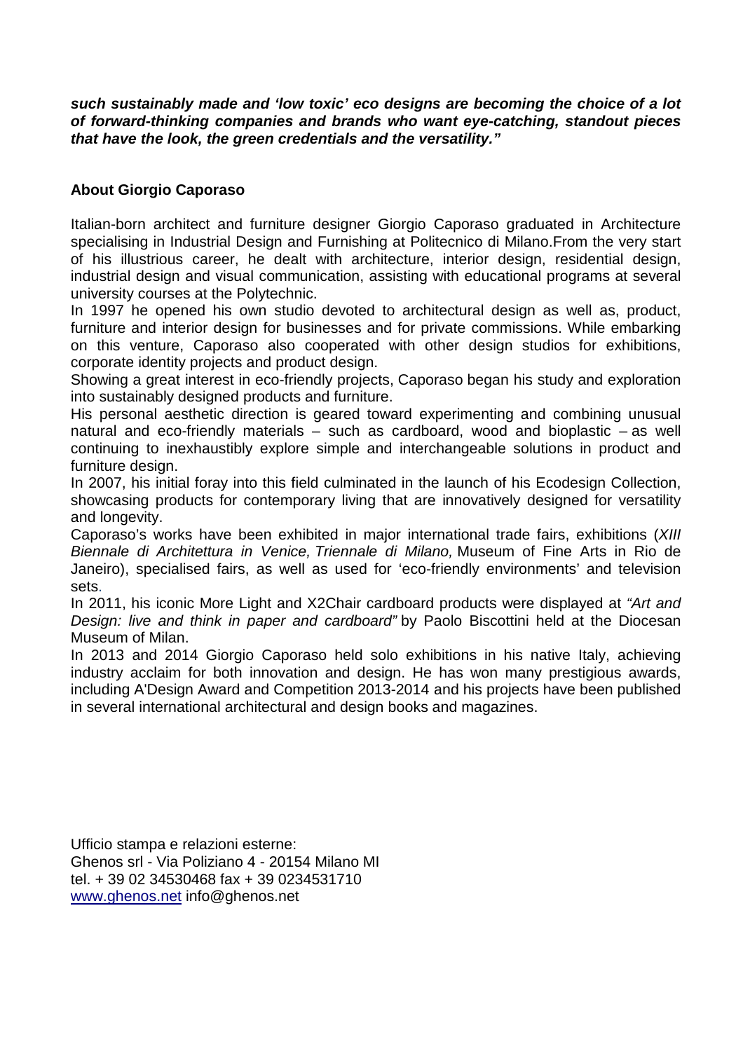***such sustainably made and 'low toxic' eco designs are becoming the choice of a lot of forward-thinking companies and brands who want eye-catching, standout pieces that have the look, the green credentials and the versatility."***

**About Giorgio Caporaso**

Italian-born architect and furniture designer Giorgio Caporaso graduated in Architecture specialising in Industrial Design and Furnishing at Politecnico di Milano.From the very start of his illustrious career, he dealt with architecture, interior design, residential design, industrial design and visual communication, assisting with educational programs at several university courses at the Polytechnic.

In 1997 he opened his own studio devoted to architectural design as well as, product, furniture and interior design for businesses and for private commissions. While embarking on this venture, Caporaso also cooperated with other design studios for exhibitions, corporate identity projects and product design.

Showing a great interest in eco-friendly projects, Caporaso began his study and exploration into sustainably designed products and furniture.

His personal aesthetic direction is geared toward experimenting and combining unusual natural and eco-friendly materials – such as cardboard, wood and bioplastic – as well continuing to inexhaustibly explore simple and interchangeable solutions in product and furniture design.

In 2007, his initial foray into this field culminated in the launch of his Ecodesign Collection, showcasing products for contemporary living that are innovatively designed for versatility and longevity.

Caporaso's works have been exhibited in major international trade fairs, exhibitions (*XIII Biennale di Architettura in Venice, Triennale di Milano,* Museum of Fine Arts in Rio de Janeiro), specialised fairs, as well as used for 'eco-friendly environments' and television sets.

In 2011, his iconic More Light and X2Chair cardboard products were displayed at *"Art and Design: live and think in paper and cardboard"* by Paolo Biscottini held at the Diocesan Museum of Milan.

In 2013 and 2014 Giorgio Caporaso held solo exhibitions in his native Italy, achieving industry acclaim for both innovation and design. He has won many prestigious awards, including A'Design Award and Competition 2013-2014 and his projects have been published in several international architectural and design books and magazines.

Ufficio stampa e relazioni esterne:
Ghenos srl - Via Poliziano 4 - 20154 Milano MI
tel. + 39 02 34530468 fax + 39 0234531710
www.ghenos.net info@ghenos.net